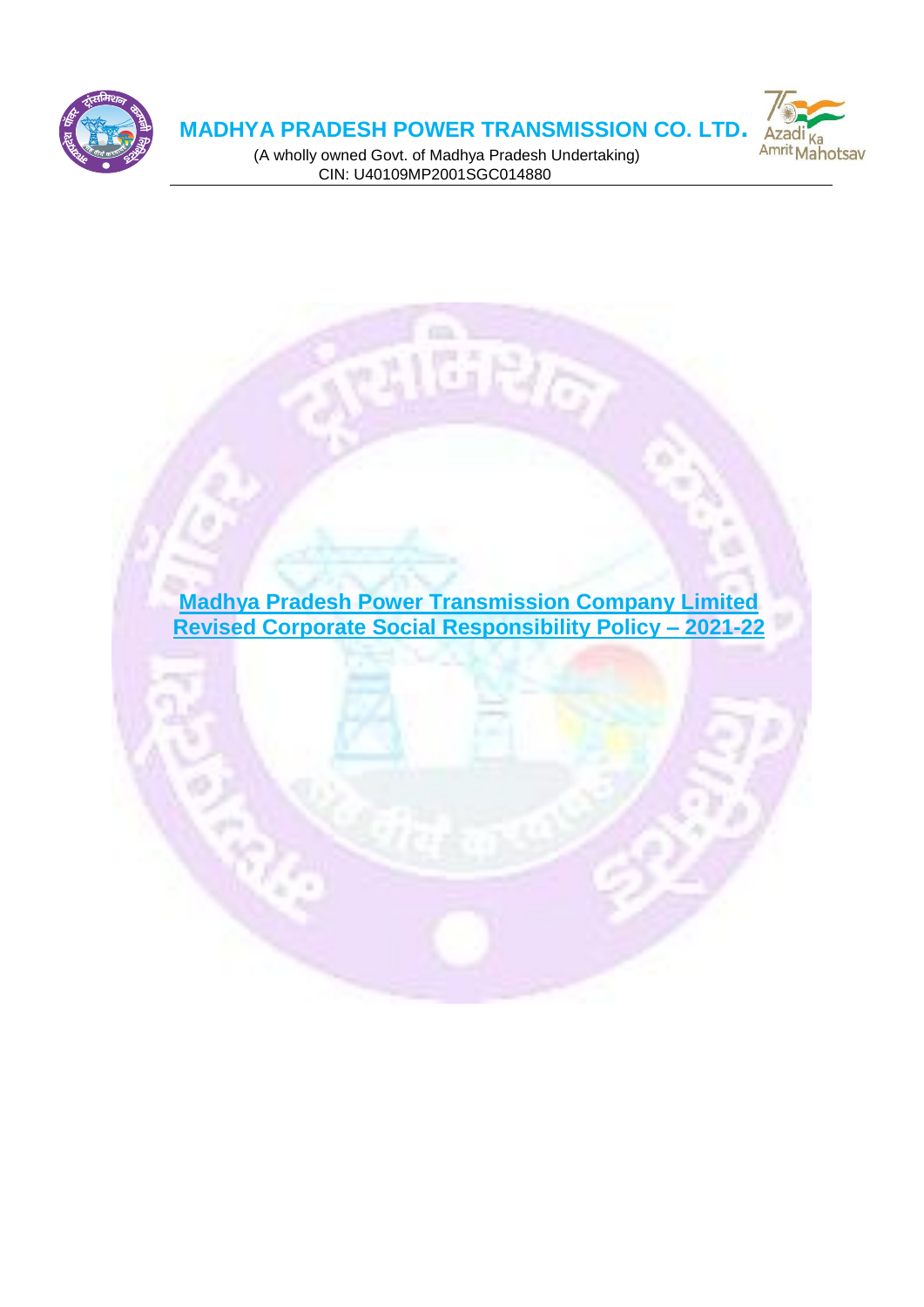**MADHYA PRADESH POWER TRANSMISSION CO. LTD.**

(A wholly owned Govt. of Madhya Pradesh Undertaking)
CIN: U40109MP2001SGC014880

# Madhya Pradesh Power Transmission Company Limited
# Revised Corporate Social Responsibility Policy – 2021-22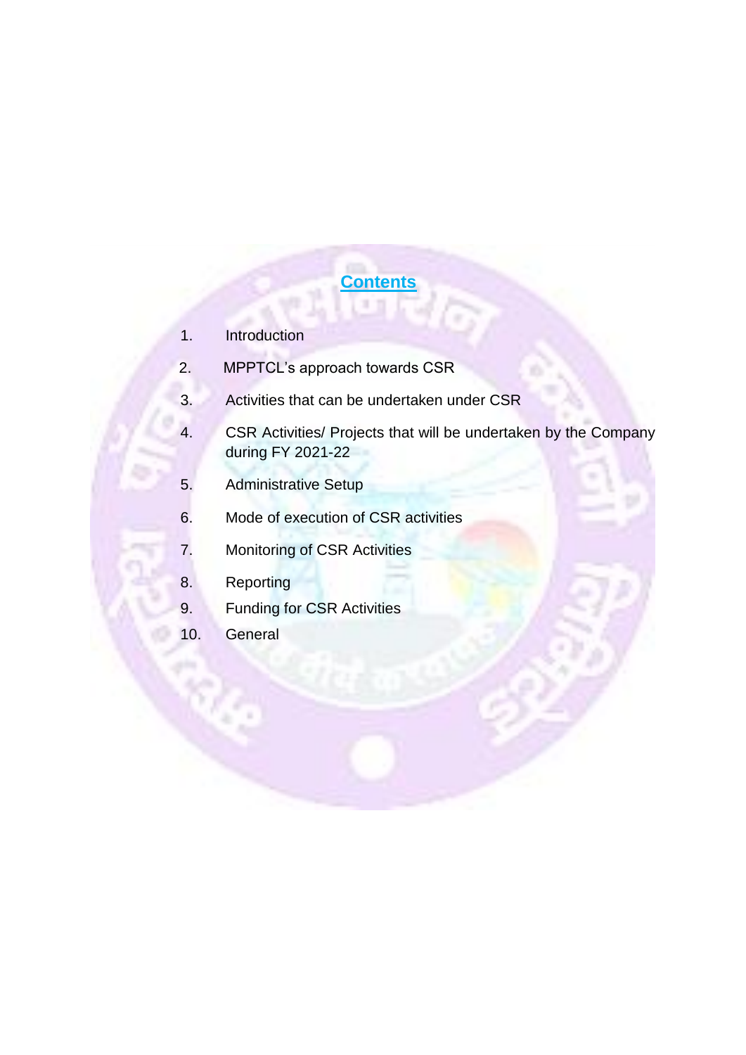# Contents

1. Introduction
2. MPPTCL's approach towards CSR
3. Activities that can be undertaken under CSR
4. CSR Activities/ Projects that will be undertaken by the Company during FY 2021-22
5. Administrative Setup
6. Mode of execution of CSR activities
7. Monitoring of CSR Activities
8. Reporting
9. Funding for CSR Activities
10. General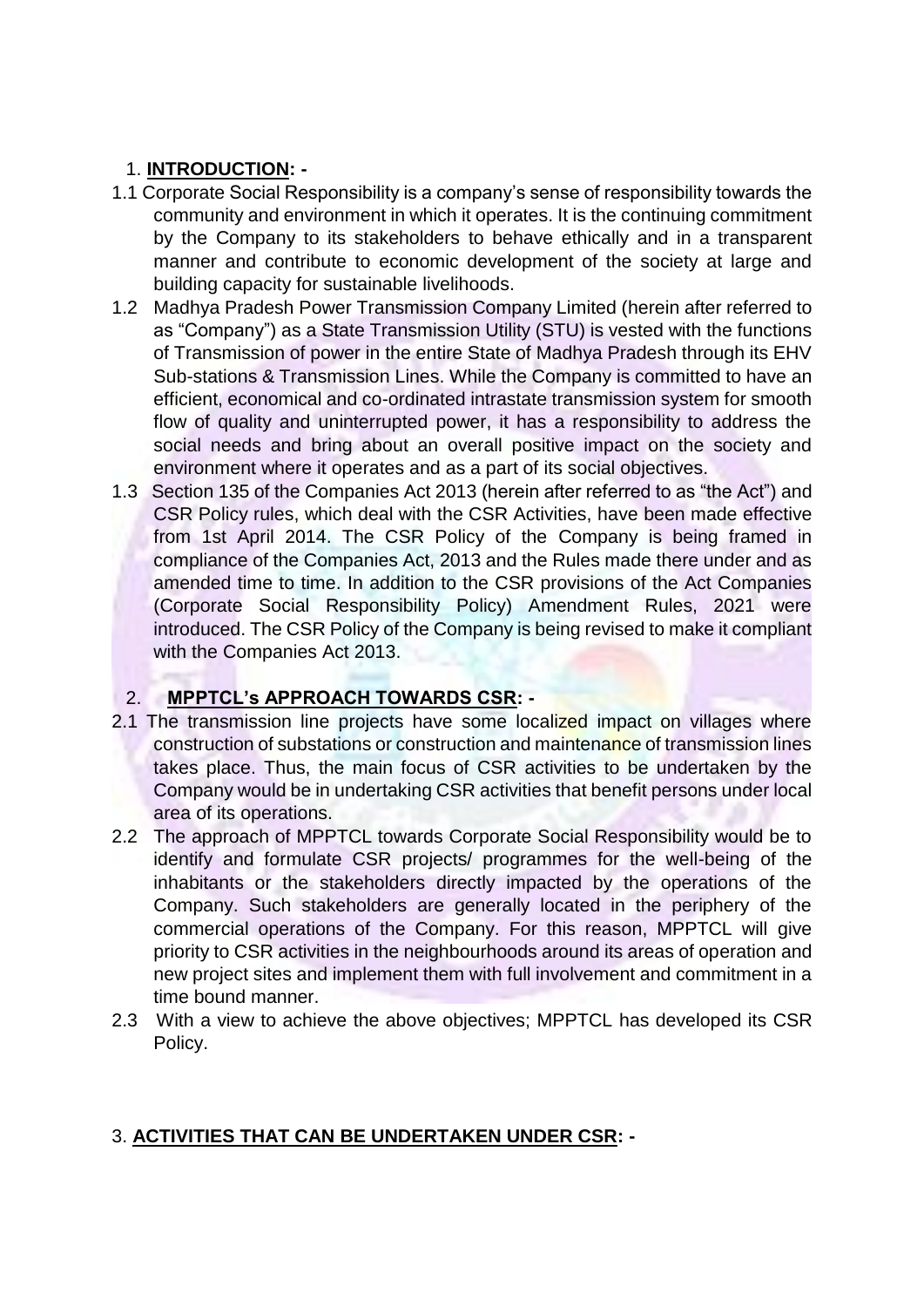## 1. **INTRODUCTION: -**

1.1 Corporate Social Responsibility is a company's sense of responsibility towards the community and environment in which it operates. It is the continuing commitment by the Company to its stakeholders to behave ethically and in a transparent manner and contribute to economic development of the society at large and building capacity for sustainable livelihoods.

1.2 Madhya Pradesh Power Transmission Company Limited (herein after referred to as "Company") as a State Transmission Utility (STU) is vested with the functions of Transmission of power in the entire State of Madhya Pradesh through its EHV Sub-stations & Transmission Lines. While the Company is committed to have an efficient, economical and co-ordinated intrastate transmission system for smooth flow of quality and uninterrupted power, it has a responsibility to address the social needs and bring about an overall positive impact on the society and environment where it operates and as a part of its social objectives.

1.3 Section 135 of the Companies Act 2013 (herein after referred to as "the Act") and CSR Policy rules, which deal with the CSR Activities, have been made effective from 1st April 2014. The CSR Policy of the Company is being framed in compliance of the Companies Act, 2013 and the Rules made there under and as amended time to time. In addition to the CSR provisions of the Act Companies (Corporate Social Responsibility Policy) Amendment Rules, 2021 were introduced. The CSR Policy of the Company is being revised to make it compliant with the Companies Act 2013.

## 2. **MPPTCL's APPROACH TOWARDS CSR: -**

2.1 The transmission line projects have some localized impact on villages where construction of substations or construction and maintenance of transmission lines takes place. Thus, the main focus of CSR activities to be undertaken by the Company would be in undertaking CSR activities that benefit persons under local area of its operations.

2.2 The approach of MPPTCL towards Corporate Social Responsibility would be to identify and formulate CSR projects/ programmes for the well-being of the inhabitants or the stakeholders directly impacted by the operations of the Company. Such stakeholders are generally located in the periphery of the commercial operations of the Company. For this reason, MPPTCL will give priority to CSR activities in the neighbourhoods around its areas of operation and new project sites and implement them with full involvement and commitment in a time bound manner.

2.3 With a view to achieve the above objectives; MPPTCL has developed its CSR Policy.

## 3. **ACTIVITIES THAT CAN BE UNDERTAKEN UNDER CSR: -**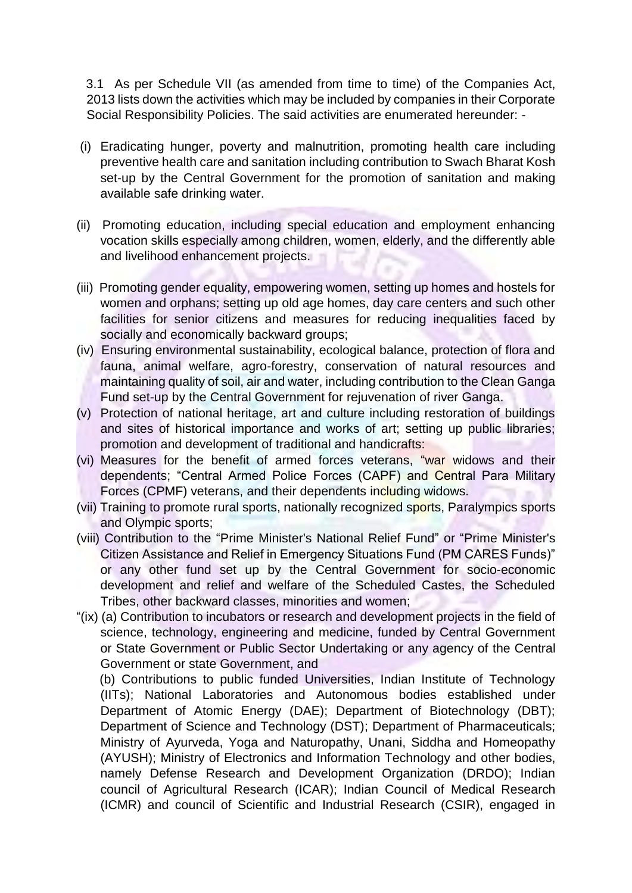3.1 As per Schedule VII (as amended from time to time) of the Companies Act, 2013 lists down the activities which may be included by companies in their Corporate Social Responsibility Policies. The said activities are enumerated hereunder: -

(i) Eradicating hunger, poverty and malnutrition, promoting health care including preventive health care and sanitation including contribution to Swach Bharat Kosh set-up by the Central Government for the promotion of sanitation and making available safe drinking water.

(ii) Promoting education, including special education and employment enhancing vocation skills especially among children, women, elderly, and the differently able and livelihood enhancement projects.

(iii) Promoting gender equality, empowering women, setting up homes and hostels for women and orphans; setting up old age homes, day care centers and such other facilities for senior citizens and measures for reducing inequalities faced by socially and economically backward groups;

(iv) Ensuring environmental sustainability, ecological balance, protection of flora and fauna, animal welfare, agro-forestry, conservation of natural resources and maintaining quality of soil, air and water, including contribution to the Clean Ganga Fund set-up by the Central Government for rejuvenation of river Ganga.

(v) Protection of national heritage, art and culture including restoration of buildings and sites of historical importance and works of art; setting up public libraries; promotion and development of traditional and handicrafts:

(vi) Measures for the benefit of armed forces veterans, "war widows and their dependents; "Central Armed Police Forces (CAPF) and Central Para Military Forces (CPMF) veterans, and their dependents including widows.

(vii) Training to promote rural sports, nationally recognized sports, Paralympics sports and Olympic sports;

(viii) Contribution to the "Prime Minister's National Relief Fund" or "Prime Minister's Citizen Assistance and Relief in Emergency Situations Fund (PM CARES Funds)" or any other fund set up by the Central Government for socio-economic development and relief and welfare of the Scheduled Castes, the Scheduled Tribes, other backward classes, minorities and women;

"(ix) (a) Contribution to incubators or research and development projects in the field of science, technology, engineering and medicine, funded by Central Government or State Government or Public Sector Undertaking or any agency of the Central Government or state Government, and

(b) Contributions to public funded Universities, Indian Institute of Technology (IITs); National Laboratories and Autonomous bodies established under Department of Atomic Energy (DAE); Department of Biotechnology (DBT); Department of Science and Technology (DST); Department of Pharmaceuticals; Ministry of Ayurveda, Yoga and Naturopathy, Unani, Siddha and Homeopathy (AYUSH); Ministry of Electronics and Information Technology and other bodies, namely Defense Research and Development Organization (DRDO); Indian council of Agricultural Research (ICAR); Indian Council of Medical Research (ICMR) and council of Scientific and Industrial Research (CSIR), engaged in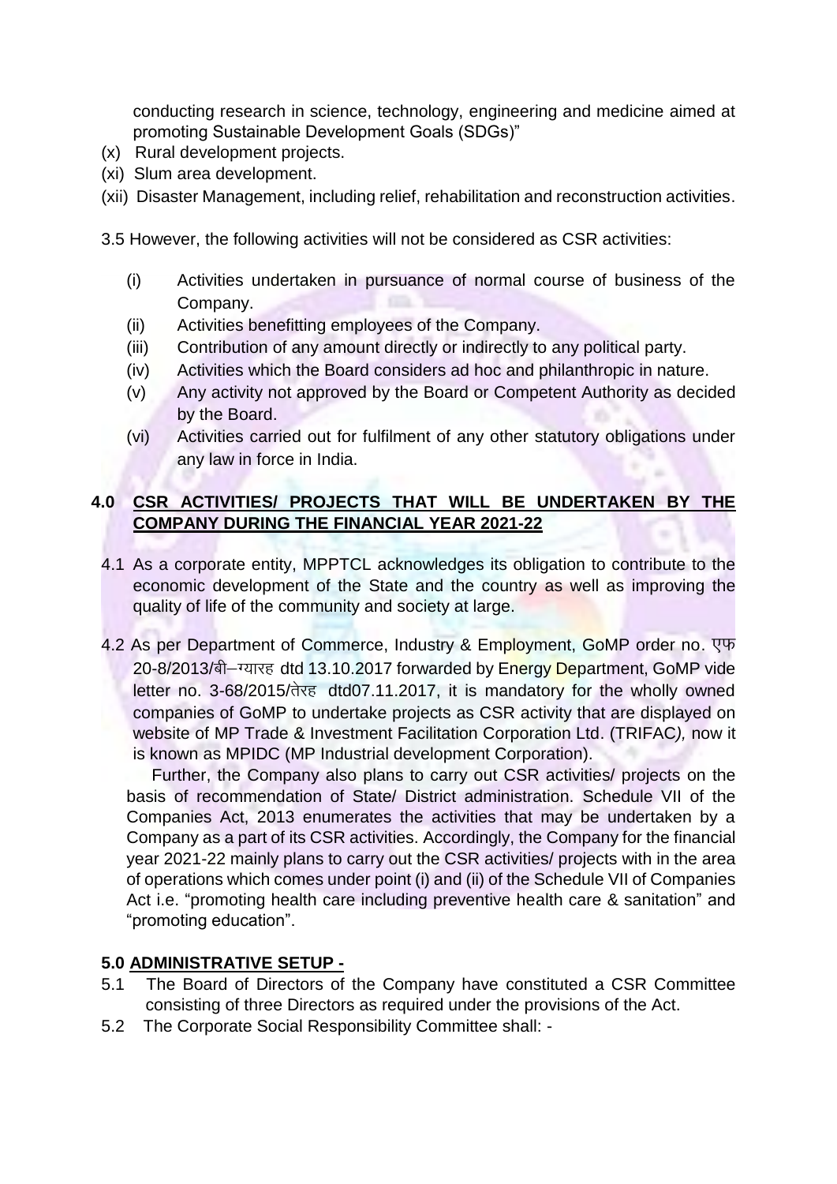conducting research in science, technology, engineering and medicine aimed at promoting Sustainable Development Goals (SDGs)"

(x) Rural development projects.

(xi) Slum area development.

(xii) Disaster Management, including relief, rehabilitation and reconstruction activities.

3.5 However, the following activities will not be considered as CSR activities:

(i) Activities undertaken in pursuance of normal course of business of the Company.

(ii) Activities benefitting employees of the Company.

(iii) Contribution of any amount directly or indirectly to any political party.

(iv) Activities which the Board considers ad hoc and philanthropic in nature.

(v) Any activity not approved by the Board or Competent Authority as decided by the Board.

(vi) Activities carried out for fulfilment of any other statutory obligations under any law in force in India.

## 4.0 CSR ACTIVITIES/ PROJECTS THAT WILL BE UNDERTAKEN BY THE COMPANY DURING THE FINANCIAL YEAR 2021-22

4.1 As a corporate entity, MPPTCL acknowledges its obligation to contribute to the economic development of the State and the country as well as improving the quality of life of the community and society at large.

4.2 As per Department of Commerce, Industry & Employment, GoMP order no. एफ 20-8/2013/बी–ग्यारह dtd 13.10.2017 forwarded by Energy Department, GoMP vide letter no. 3-68/2015/तेरह dtd07.11.2017, it is mandatory for the wholly owned companies of GoMP to undertake projects as CSR activity that are displayed on website of MP Trade & Investment Facilitation Corporation Ltd. (TRIFAC*)*, now it is known as MPIDC (MP Industrial development Corporation).

Further, the Company also plans to carry out CSR activities/ projects on the basis of recommendation of State/ District administration. Schedule VII of the Companies Act, 2013 enumerates the activities that may be undertaken by a Company as a part of its CSR activities. Accordingly, the Company for the financial year 2021-22 mainly plans to carry out the CSR activities/ projects with in the area of operations which comes under point (i) and (ii) of the Schedule VII of Companies Act i.e. "promoting health care including preventive health care & sanitation" and "promoting education".

## 5.0 ADMINISTRATIVE SETUP -

5.1 The Board of Directors of the Company have constituted a CSR Committee consisting of three Directors as required under the provisions of the Act.

5.2 The Corporate Social Responsibility Committee shall: -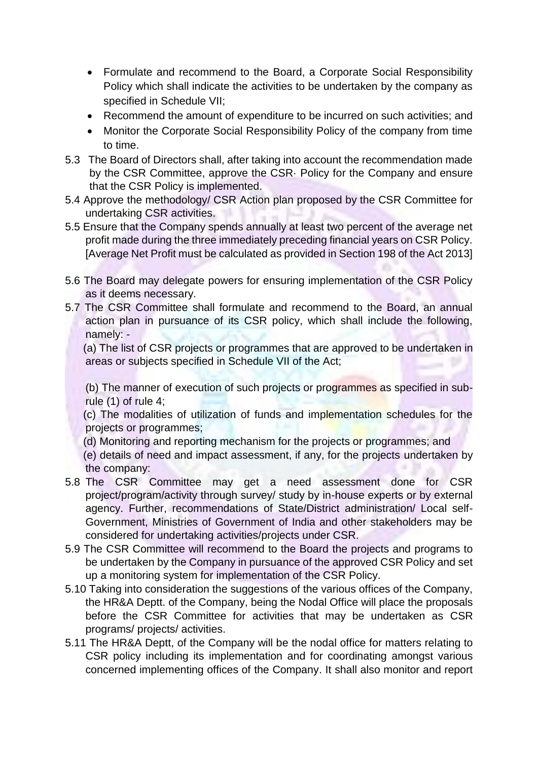- Formulate and recommend to the Board, a Corporate Social Responsibility Policy which shall indicate the activities to be undertaken by the company as specified in Schedule VII;
- Recommend the amount of expenditure to be incurred on such activities; and
- Monitor the Corporate Social Responsibility Policy of the company from time to time.

5.3 The Board of Directors shall, after taking into account the recommendation made by the CSR Committee, approve the CSR· Policy for the Company and ensure that the CSR Policy is implemented.

5.4 Approve the methodology/ CSR Action plan proposed by the CSR Committee for undertaking CSR activities.

5.5 Ensure that the Company spends annually at least two percent of the average net profit made during the three immediately preceding financial years on CSR Policy. [Average Net Profit must be calculated as provided in Section 198 of the Act 2013]

5.6 The Board may delegate powers for ensuring implementation of the CSR Policy as it deems necessary.

5.7 The CSR Committee shall formulate and recommend to the Board, an annual action plan in pursuance of its CSR policy, which shall include the following, namely: -

(a) The list of CSR projects or programmes that are approved to be undertaken in areas or subjects specified in Schedule VII of the Act;

(b) The manner of execution of such projects or programmes as specified in sub-rule (1) of rule 4;

(c) The modalities of utilization of funds and implementation schedules for the projects or programmes;

(d) Monitoring and reporting mechanism for the projects or programmes; and

(e) details of need and impact assessment, if any, for the projects undertaken by the company:

5.8 The CSR Committee may get a need assessment done for CSR project/program/activity through survey/ study by in-house experts or by external agency. Further, recommendations of State/District administration/ Local self-Government, Ministries of Government of India and other stakeholders may be considered for undertaking activities/projects under CSR.

5.9 The CSR Committee will recommend to the Board the projects and programs to be undertaken by the Company in pursuance of the approved CSR Policy and set up a monitoring system for implementation of the CSR Policy.

5.10 Taking into consideration the suggestions of the various offices of the Company, the HR&A Deptt. of the Company, being the Nodal Office will place the proposals before the CSR Committee for activities that may be undertaken as CSR programs/ projects/ activities.

5.11 The HR&A Deptt, of the Company will be the nodal office for matters relating to CSR policy including its implementation and for coordinating amongst various concerned implementing offices of the Company. It shall also monitor and report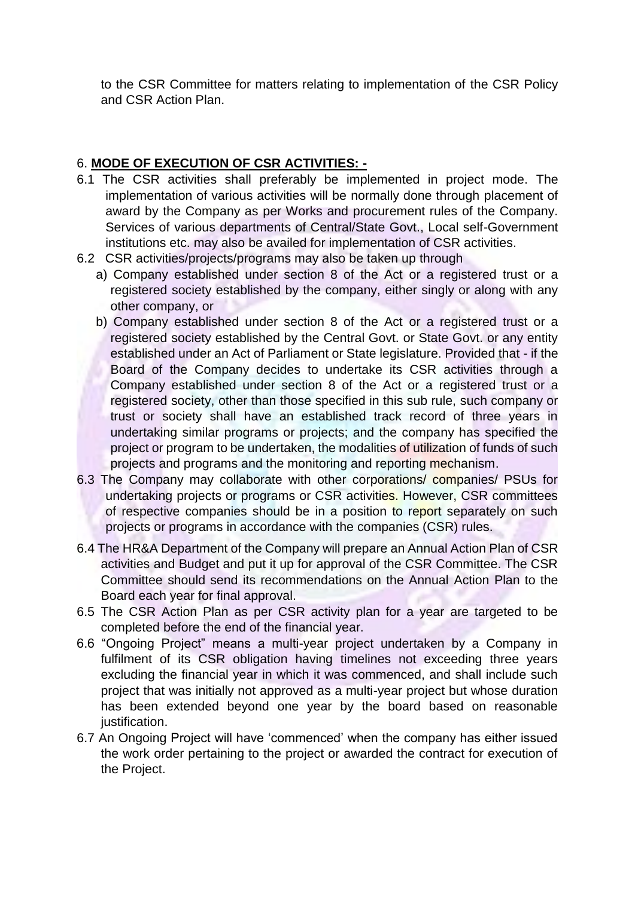to the CSR Committee for matters relating to implementation of the CSR Policy and CSR Action Plan.

## 6. **MODE OF EXECUTION OF CSR ACTIVITIES: -**

6.1 The CSR activities shall preferably be implemented in project mode. The implementation of various activities will be normally done through placement of award by the Company as per Works and procurement rules of the Company. Services of various departments of Central/State Govt., Local self-Government institutions etc. may also be availed for implementation of CSR activities.

6.2 CSR activities/projects/programs may also be taken up through

a) Company established under section 8 of the Act or a registered trust or a registered society established by the company, either singly or along with any other company, or

b) Company established under section 8 of the Act or a registered trust or a registered society established by the Central Govt. or State Govt. or any entity established under an Act of Parliament or State legislature. Provided that - if the Board of the Company decides to undertake its CSR activities through a Company established under section 8 of the Act or a registered trust or a registered society, other than those specified in this sub rule, such company or trust or society shall have an established track record of three years in undertaking similar programs or projects; and the company has specified the project or program to be undertaken, the modalities of utilization of funds of such projects and programs and the monitoring and reporting mechanism.

6.3 The Company may collaborate with other corporations/ companies/ PSUs for undertaking projects or programs or CSR activities. However, CSR committees of respective companies should be in a position to report separately on such projects or programs in accordance with the companies (CSR) rules.

6.4 The HR&A Department of the Company will prepare an Annual Action Plan of CSR activities and Budget and put it up for approval of the CSR Committee. The CSR Committee should send its recommendations on the Annual Action Plan to the Board each year for final approval.

6.5 The CSR Action Plan as per CSR activity plan for a year are targeted to be completed before the end of the financial year.

6.6 "Ongoing Project" means a multi-year project undertaken by a Company in fulfilment of its CSR obligation having timelines not exceeding three years excluding the financial year in which it was commenced, and shall include such project that was initially not approved as a multi-year project but whose duration has been extended beyond one year by the board based on reasonable justification.

6.7 An Ongoing Project will have 'commenced' when the company has either issued the work order pertaining to the project or awarded the contract for execution of the Project.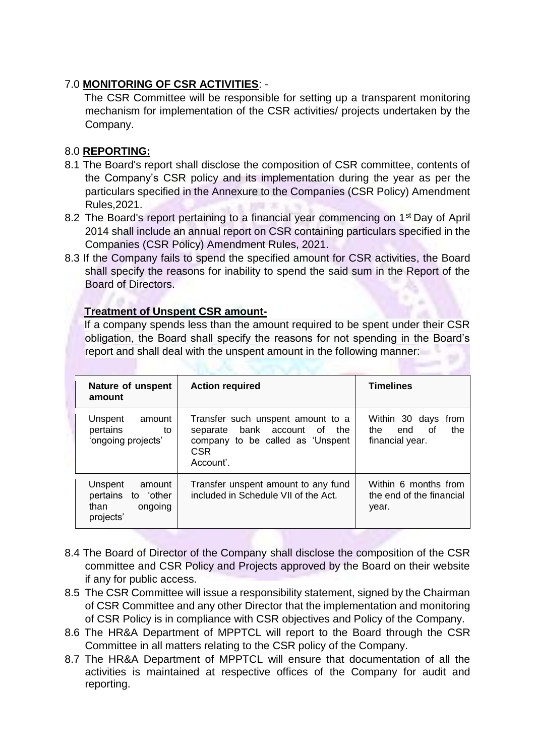## 7.0 **MONITORING OF CSR ACTIVITIES**: -

The CSR Committee will be responsible for setting up a transparent monitoring mechanism for implementation of the CSR activities/ projects undertaken by the Company.

## 8.0 **REPORTING:**

8.1 The Board's report shall disclose the composition of CSR committee, contents of the Company's CSR policy and its implementation during the year as per the particulars specified in the Annexure to the Companies (CSR Policy) Amendment Rules,2021.

8.2 The Board's report pertaining to a financial year commencing on 1st Day of April 2014 shall include an annual report on CSR containing particulars specified in the Companies (CSR Policy) Amendment Rules, 2021.

8.3 If the Company fails to spend the specified amount for CSR activities, the Board shall specify the reasons for inability to spend the said sum in the Report of the Board of Directors.

**Treatment of Unspent CSR amount-**

If a company spends less than the amount required to be spent under their CSR obligation, the Board shall specify the reasons for not spending in the Board's report and shall deal with the unspent amount in the following manner:

| Nature of unspent amount | Action required | Timelines |
|---|---|---|
| Unspent amount pertains to 'ongoing projects' | Transfer such unspent amount to a separate bank account of the company to be called as 'Unspent CSR Account'. | Within 30 days from the end of the financial year. |
| Unspent amount pertains to 'other than ongoing projects' | Transfer unspent amount to any fund included in Schedule VII of the Act. | Within 6 months from the end of the financial year. |

8.4 The Board of Director of the Company shall disclose the composition of the CSR committee and CSR Policy and Projects approved by the Board on their website if any for public access.

8.5 The CSR Committee will issue a responsibility statement, signed by the Chairman of CSR Committee and any other Director that the implementation and monitoring of CSR Policy is in compliance with CSR objectives and Policy of the Company.

8.6 The HR&A Department of MPPTCL will report to the Board through the CSR Committee in all matters relating to the CSR policy of the Company.

8.7 The HR&A Department of MPPTCL will ensure that documentation of all the activities is maintained at respective offices of the Company for audit and reporting.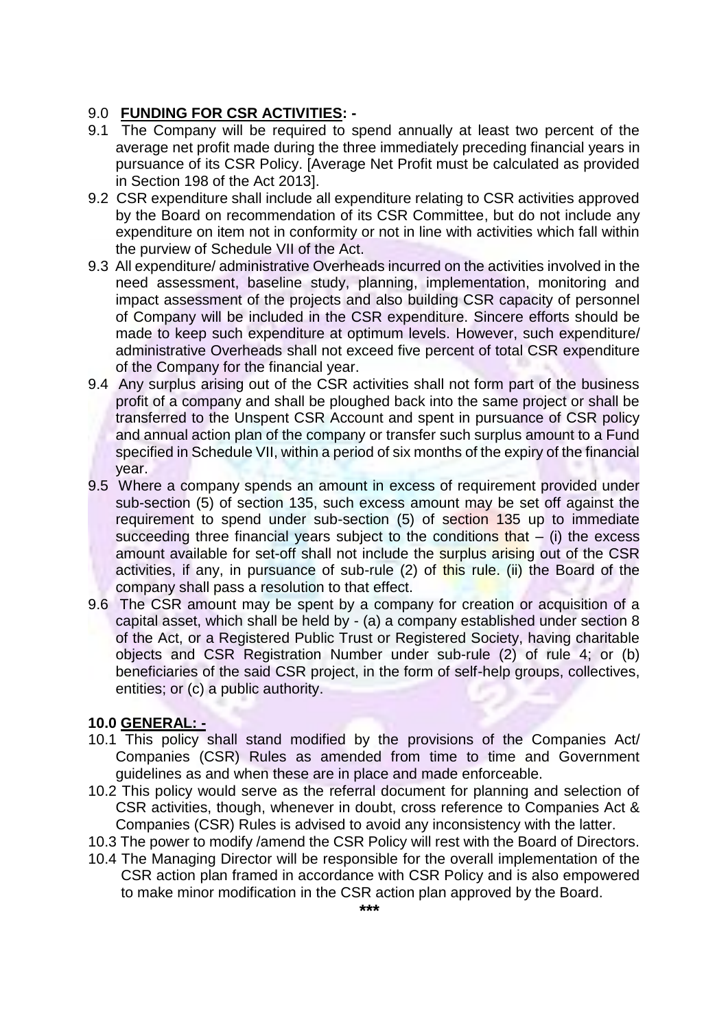## 9.0 **FUNDING FOR CSR ACTIVITIES: -**

9.1 The Company will be required to spend annually at least two percent of the average net profit made during the three immediately preceding financial years in pursuance of its CSR Policy. [Average Net Profit must be calculated as provided in Section 198 of the Act 2013].

9.2 CSR expenditure shall include all expenditure relating to CSR activities approved by the Board on recommendation of its CSR Committee, but do not include any expenditure on item not in conformity or not in line with activities which fall within the purview of Schedule VII of the Act.

9.3 All expenditure/ administrative Overheads incurred on the activities involved in the need assessment, baseline study, planning, implementation, monitoring and impact assessment of the projects and also building CSR capacity of personnel of Company will be included in the CSR expenditure. Sincere efforts should be made to keep such expenditure at optimum levels. However, such expenditure/ administrative Overheads shall not exceed five percent of total CSR expenditure of the Company for the financial year.

9.4 Any surplus arising out of the CSR activities shall not form part of the business profit of a company and shall be ploughed back into the same project or shall be transferred to the Unspent CSR Account and spent in pursuance of CSR policy and annual action plan of the company or transfer such surplus amount to a Fund specified in Schedule VII, within a period of six months of the expiry of the financial year.

9.5 Where a company spends an amount in excess of requirement provided under sub-section (5) of section 135, such excess amount may be set off against the requirement to spend under sub-section (5) of section 135 up to immediate succeeding three financial years subject to the conditions that – (i) the excess amount available for set-off shall not include the surplus arising out of the CSR activities, if any, in pursuance of sub-rule (2) of this rule. (ii) the Board of the company shall pass a resolution to that effect.

9.6 The CSR amount may be spent by a company for creation or acquisition of a capital asset, which shall be held by - (a) a company established under section 8 of the Act, or a Registered Public Trust or Registered Society, having charitable objects and CSR Registration Number under sub-rule (2) of rule 4; or (b) beneficiaries of the said CSR project, in the form of self-help groups, collectives, entities; or (c) a public authority.

## **10.0 GENERAL: -**

10.1 This policy shall stand modified by the provisions of the Companies Act/ Companies (CSR) Rules as amended from time to time and Government guidelines as and when these are in place and made enforceable.

10.2 This policy would serve as the referral document for planning and selection of CSR activities, though, whenever in doubt, cross reference to Companies Act & Companies (CSR) Rules is advised to avoid any inconsistency with the latter.

10.3 The power to modify /amend the CSR Policy will rest with the Board of Directors.

10.4 The Managing Director will be responsible for the overall implementation of the CSR action plan framed in accordance with CSR Policy and is also empowered to make minor modification in the CSR action plan approved by the Board.

***